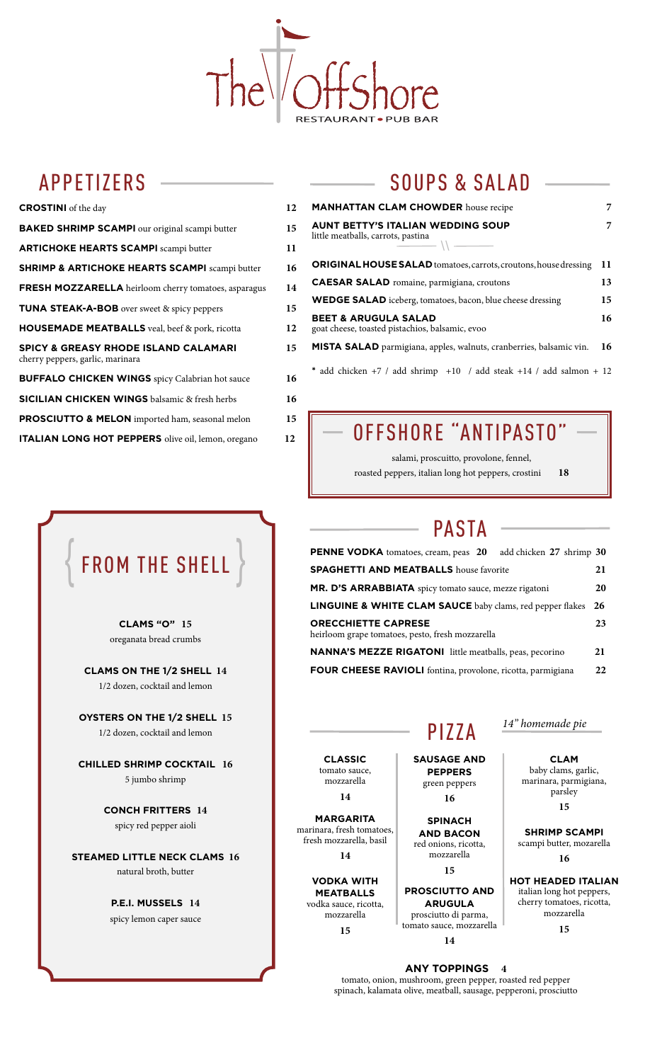# The Offshore

RESTAURANT • PUB BAR

## APPETIZERS

**CROSTINI** of the day 12

**BAKED SHRIMP SCAMPI** our original scampi butter 15

**ARTICHOKE HEARTS SCAMPI** scampi butter 11

**SHRIMP & ARTICHOKE HEARTS SCAMPI** scampi butter 16

**FRESH MOZZARELLA** heirloom cherry tomatoes, asparagus 14

**TUNA STEAK-A-BOB** over sweet & spicy peppers 15

**HOUSEMADE MEATBALLS** veal, beef & pork, ricotta 12

**SPICY & GREASY RHODE ISLAND CALAMARI** cherry peppers, garlic, marinara 15

**BUFFALO CHICKEN WINGS** spicy Calabrian hot sauce 16

**SICILIAN CHICKEN WINGS** balsamic & fresh herbs 16

**PROSCIUTTO & MELON** imported ham, seasonal melon 15

**ITALIAN LONG HOT PEPPERS** olive oil, lemon, oregano 12

## FROM THE SHELL

**CLAMS "O" 15**
oreganata bread crumbs

**CLAMS ON THE 1/2 SHELL 14**
1/2 dozen, cocktail and lemon

**OYSTERS ON THE 1/2 SHELL 15**
1/2 dozen, cocktail and lemon

**CHILLED SHRIMP COCKTAIL 16**
5 jumbo shrimp

**CONCH FRITTERS 14**
spicy red pepper aioli

**STEAMED LITTLE NECK CLAMS 16**
natural broth, butter

**P.E.I. MUSSELS 14**
spicy lemon caper sauce

## SOUPS & SALAD

**MANHATTAN CLAM CHOWDER** house recipe 7

**AUNT BETTY'S ITALIAN WEDDING SOUP** little meatballs, carrots, pastina 7

**ORIGINAL HOUSE SALAD** tomatoes, carrots, croutons, house dressing 11

**CAESAR SALAD** romaine, parmigiana, croutons 13

**WEDGE SALAD** iceberg, tomatoes, bacon, blue cheese dressing 15

**BEET & ARUGULA SALAD** goat cheese, toasted pistachios, balsamic, evoo 16

**MISTA SALAD** parmigiana, apples, walnuts, cranberries, balsamic vin. 16

* add chicken +7 / add shrimp +10 / add steak +14 / add salmon + 12

## OFFSHORE "ANTIPASTO"

salami, proscuitto, provolone, fennel, roasted peppers, italian long hot peppers, crostini **18**

## PASTA

**PENNE VODKA** tomatoes, cream, peas **20** add chicken **27** shrimp **30**

**SPAGHETTI AND MEATBALLS** house favorite 21

**MR. D'S ARRABBIATA** spicy tomato sauce, mezze rigatoni 20

**LINGUINE & WHITE CLAM SAUCE** baby clams, red pepper flakes 26

**ORECCHIETTE CAPRESE** heirloom grape tomatoes, pesto, fresh mozzarella 23

**NANNA'S MEZZE RIGATONI** little meatballs, peas, pecorino 21

**FOUR CHEESE RAVIOLI** fontina, provolone, ricotta, parmigiana 22

## PIZZA

*14" homemade pie*

**CLASSIC**
tomato sauce, mozzarella
**14**

**MARGARITA**
marinara, fresh tomatoes, fresh mozzarella, basil
**14**

**VODKA WITH MEATBALLS**
vodka sauce, ricotta, mozzarella
**15**

**SAUSAGE AND PEPPERS**
green peppers
**16**

**SPINACH AND BACON**
red onions, ricotta, mozzarella
**15**

**PROSCIUTTO AND ARUGULA**
prosciutto di parma, tomato sauce, mozzarella
**14**

**CLAM**
baby clams, garlic, marinara, parmigiana, parsley
**15**

**SHRIMP SCAMPI**
scampi butter, mozarella
**16**

**HOT HEADED ITALIAN**
italian long hot peppers, cherry tomatoes, ricotta, mozzarella
**15**

**ANY TOPPINGS 4**
tomato, onion, mushroom, green pepper, roasted red pepper
spinach, kalamata olive, meatball, sausage, pepperoni, prosciutto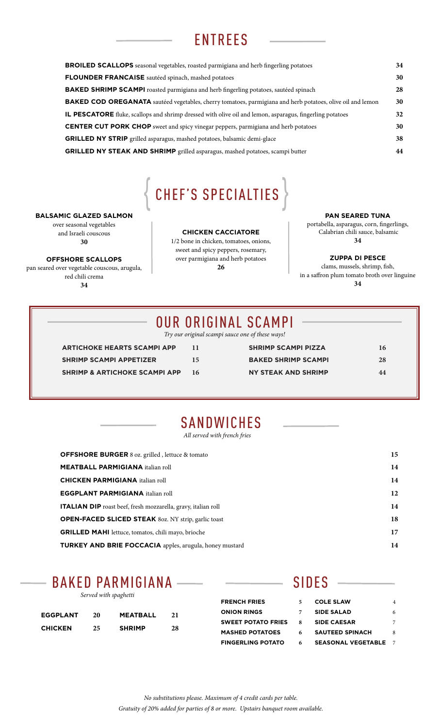## ENTREES

| | |
|---|---|
| **BROILED SCALLOPS** seasonal vegetables, roasted parmigiana and herb fingerling potatoes | 34 |
| **FLOUNDER FRANCAISE** sautéed spinach, mashed potatoes | 30 |
| **BAKED SHRIMP SCAMPI** roasted parmigiana and herb fingerling potatoes, sautéed spinach | 28 |
| **BAKED COD OREGANATA** sautéed vegetables, cherry tomatoes, parmigiana and herb potatoes, olive oil and lemon | 30 |
| **IL PESCATORE** fluke, scallops and shrimp dressed with olive oil and lemon, asparagus, fingerling potatoes | 32 |
| **CENTER CUT PORK CHOP** sweet and spicy vinegar peppers, parmigiana and herb potatoes | 30 |
| **GRILLED NY STRIP** grilled asparagus, mashed potatoes, balsamic demi-glace | 38 |
| **GRILLED NY STEAK AND SHRIMP** grilled asparagus, mashed potatoes, scampi butter | 44 |

## CHEF'S SPECIALTIES

**BALSAMIC GLAZED SALMON**
over seasonal vegetables and Israeli couscous
**30**

**OFFSHORE SCALLOPS**
pan seared over vegetable couscous, arugula, red chili crema
**34**

**CHICKEN CACCIATORE**
1/2 bone in chicken, tomatoes, onions, sweet and spicy peppers, rosemary, over parmigiana and herb potatoes
**26**

**PAN SEARED TUNA**
portabella, asparagus, corn, fingerlings, Calabrian chili sauce, balsamic
**34**

**ZUPPA DI PESCE**
clams, mussels, shrimp, fish, in a saffron plum tomato broth over linguine
**34**

## OUR ORIGINAL SCAMPI

*Try our original scampi sauce one of these ways!*

| | | | |
|---|---|---|---|
| **ARTICHOKE HEARTS SCAMPI APP** | 11 | **SHRIMP SCAMPI PIZZA** | 16 |
| **SHRIMP SCAMPI APPETIZER** | 15 | **BAKED SHRIMP SCAMPI** | 28 |
| **SHRIMP & ARTICHOKE SCAMPI APP** | 16 | **NY STEAK AND SHRIMP** | 44 |

## SANDWICHES

*All served with french fries*

| | |
|---|---|
| **OFFSHORE BURGER** 8 oz. grilled , lettuce & tomato | 15 |
| **MEATBALL PARMIGIANA** italian roll | 14 |
| **CHICKEN PARMIGIANA** italian roll | 14 |
| **EGGPLANT PARMIGIANA** italian roll | 12 |
| **ITALIAN DIP** roast beef, fresh mozzarella, gravy, italian roll | 14 |
| **OPEN-FACED SLICED STEAK** 8oz. NY strip, garlic toast | 18 |
| **GRILLED MAHI** lettuce, tomatos, chili mayo, brioche | 17 |
| **TURKEY AND BRIE FOCCACIA** apples, arugula, honey mustard | 14 |

## BAKED PARMIGIANA

*Served with spaghetti*

| | | | |
|---|---|---|---|
| **EGGPLANT** | 20 | **MEATBALL** | 21 |
| **CHICKEN** | 25 | **SHRIMP** | 28 |

## SIDES

| | | | |
|---|---|---|---|
| **FRENCH FRIES** | 5 | **COLE SLAW** | 4 |
| **ONION RINGS** | 7 | **SIDE SALAD** | 6 |
| **SWEET POTATO FRIES** | 8 | **SIDE CAESAR** | 7 |
| **MASHED POTATOES** | 6 | **SAUTEED SPINACH** | 8 |
| **FINGERLING POTATO** | 6 | **SEASONAL VEGETABLE** | 7 |

*No substitutions please. Maximum of 4 credit cards per table.*
*Gratuity of 20% added for parties of 8 or more. Upstairs banquet room available.*